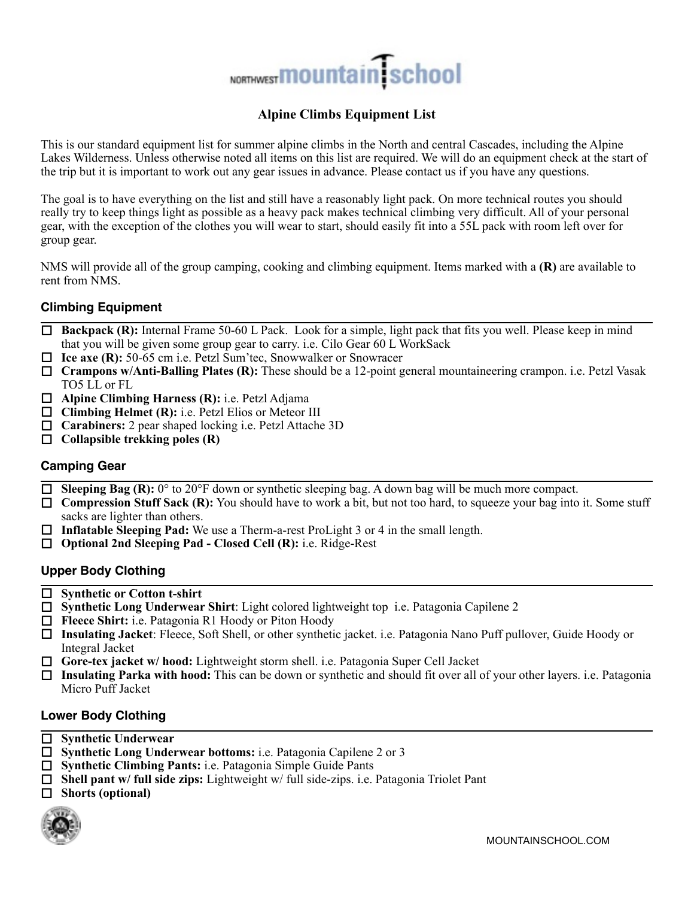# Alpine Climbs Equipment List

This is our standard equipment list for summer alpine climbs in the North and central Cascades, including the Alpine Lakes Wilderness. Unless otherwise noted all items on this list are required. We will do an equipment check at the start of the trip but it is important to work out any gear issues in advance. Please contact us if you have any questions.

The goal is to have everything on the list and still have a reasonably light pack. On more technical routes you should really try to keep things light as possible as a heavy pack makes technical climbing very difficult. All of your personal gear, with the exception of the clothes you will wear to start, should easily fit into a 55L pack with room left over for group gear.

NMS will provide all of the group camping, cooking and climbing equipment. Items marked with a **(R)** are available to rent from NMS.

## Climbing Equipment

- ☐ **Backpack (R):** Internal Frame 50-60 L Pack. Look for a simple, light pack that fits you well. Please keep in mind that you will be given some group gear to carry. i.e. Cilo Gear 60 L WorkSack
- ☐ **Ice axe (R):** 50-65 cm i.e. Petzl Sum'tec, Snowwalker or Snowracer
- ☐ **Crampons w/Anti-Balling Plates (R):** These should be a 12-point general mountaineering crampon. i.e. Petzl Vasak TO5 LL or FL
- ☐ **Alpine Climbing Harness (R):** i.e. Petzl Adjama
- ☐ **Climbing Helmet (R):** i.e. Petzl Elios or Meteor III
- ☐ **Carabiners:** 2 pear shaped locking i.e. Petzl Attache 3D
- ☐ **Collapsible trekking poles (R)**

## Camping Gear

- ☐ **Sleeping Bag (R):** 0° to 20°F down or synthetic sleeping bag. A down bag will be much more compact.
- ☐ **Compression Stuff Sack (R):** You should have to work a bit, but not too hard, to squeeze your bag into it. Some stuff sacks are lighter than others.
- ☐ **Inflatable Sleeping Pad:** We use a Therm-a-rest ProLight 3 or 4 in the small length.
- ☐ **Optional 2nd Sleeping Pad - Closed Cell (R):** i.e. Ridge-Rest

## Upper Body Clothing

- ☐ **Synthetic or Cotton t-shirt**
- ☐ **Synthetic Long Underwear Shirt**: Light colored lightweight top i.e. Patagonia Capilene 2
- ☐ **Fleece Shirt:** i.e. Patagonia R1 Hoody or Piton Hoody
- ☐ **Insulating Jacket**: Fleece, Soft Shell, or other synthetic jacket. i.e. Patagonia Nano Puff pullover, Guide Hoody or Integral Jacket
- ☐ **Gore-tex jacket w/ hood:** Lightweight storm shell. i.e. Patagonia Super Cell Jacket
- ☐ **Insulating Parka with hood:** This can be down or synthetic and should fit over all of your other layers. i.e. Patagonia Micro Puff Jacket

## Lower Body Clothing

- ☐ **Synthetic Underwear**
- ☐ **Synthetic Long Underwear bottoms:** i.e. Patagonia Capilene 2 or 3
- ☐ **Synthetic Climbing Pants:** i.e. Patagonia Simple Guide Pants
- ☐ **Shell pant w/ full side zips:** Lightweight w/ full side-zips. i.e. Patagonia Triolet Pant
- ☐ **Shorts (optional)**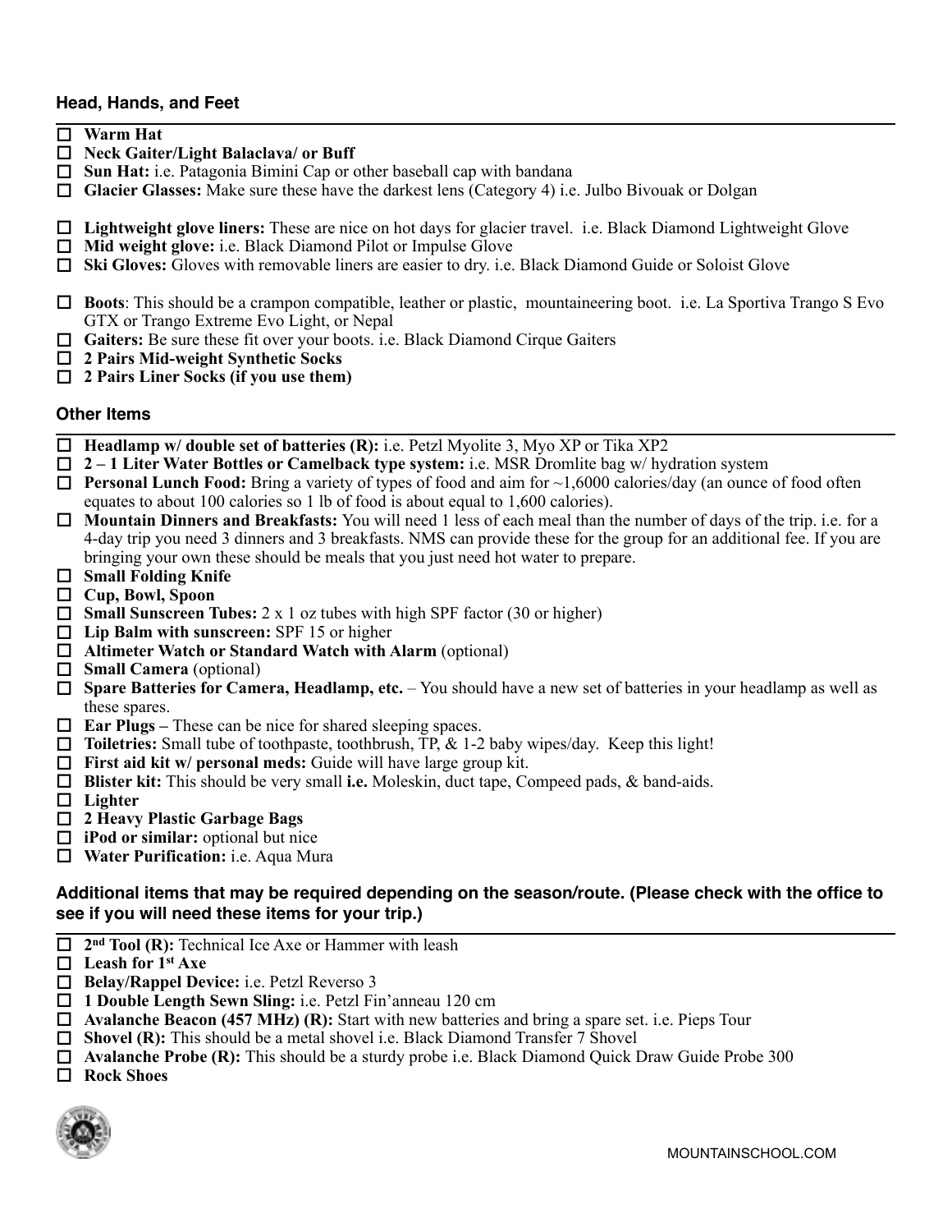### Head, Hands, and Feet

- ☐ **Warm Hat**
- ☐ **Neck Gaiter/Light Balaclava/ or Buff**
- ☐ **Sun Hat:** i.e. Patagonia Bimini Cap or other baseball cap with bandana
- ☐ **Glacier Glasses:** Make sure these have the darkest lens (Category 4) i.e. Julbo Bivouak or Dolgan

- ☐ **Lightweight glove liners:** These are nice on hot days for glacier travel. i.e. Black Diamond Lightweight Glove
- ☐ **Mid weight glove:** i.e. Black Diamond Pilot or Impulse Glove
- ☐ **Ski Gloves:** Gloves with removable liners are easier to dry. i.e. Black Diamond Guide or Soloist Glove

- ☐ **Boots**: This should be a crampon compatible, leather or plastic, mountaineering boot. i.e. La Sportiva Trango S Evo GTX or Trango Extreme Evo Light, or Nepal
- ☐ **Gaiters:** Be sure these fit over your boots. i.e. Black Diamond Cirque Gaiters
- ☐ **2 Pairs Mid-weight Synthetic Socks**
- ☐ **2 Pairs Liner Socks (if you use them)**

### Other Items

- ☐ **Headlamp w/ double set of batteries (R):** i.e. Petzl Myolite 3, Myo XP or Tika XP2
- ☐ **2 – 1 Liter Water Bottles or Camelback type system:** i.e. MSR Dromlite bag w/ hydration system
- ☐ **Personal Lunch Food:** Bring a variety of types of food and aim for ~1,6000 calories/day (an ounce of food often equates to about 100 calories so 1 lb of food is about equal to 1,600 calories).
- ☐ **Mountain Dinners and Breakfasts:** You will need 1 less of each meal than the number of days of the trip. i.e. for a 4-day trip you need 3 dinners and 3 breakfasts. NMS can provide these for the group for an additional fee. If you are bringing your own these should be meals that you just need hot water to prepare.
- ☐ **Small Folding Knife**
- ☐ **Cup, Bowl, Spoon**
- ☐ **Small Sunscreen Tubes:** 2 x 1 oz tubes with high SPF factor (30 or higher)
- ☐ **Lip Balm with sunscreen:** SPF 15 or higher
- ☐ **Altimeter Watch or Standard Watch with Alarm** (optional)
- ☐ **Small Camera** (optional)
- ☐ **Spare Batteries for Camera, Headlamp, etc.** – You should have a new set of batteries in your headlamp as well as these spares.
- ☐ **Ear Plugs –** These can be nice for shared sleeping spaces.
- ☐ **Toiletries:** Small tube of toothpaste, toothbrush, TP, & 1-2 baby wipes/day. Keep this light!
- ☐ **First aid kit w/ personal meds:** Guide will have large group kit.
- ☐ **Blister kit:** This should be very small **i.e.** Moleskin, duct tape, Compeed pads, & band-aids.
- ☐ **Lighter**
- ☐ **2 Heavy Plastic Garbage Bags**
- ☐ **iPod or similar:** optional but nice
- ☐ **Water Purification:** i.e. Aqua Mura

### Additional items that may be required depending on the season/route. (Please check with the office to see if you will need these items for your trip.)

- ☐ **2nd Tool (R):** Technical Ice Axe or Hammer with leash
- ☐ **Leash for 1st Axe**
- ☐ **Belay/Rappel Device:** i.e. Petzl Reverso 3
- ☐ **1 Double Length Sewn Sling:** i.e. Petzl Fin'anneau 120 cm
- ☐ **Avalanche Beacon (457 MHz) (R):** Start with new batteries and bring a spare set. i.e. Pieps Tour
- ☐ **Shovel (R):** This should be a metal shovel i.e. Black Diamond Transfer 7 Shovel
- ☐ **Avalanche Probe (R):** This should be a sturdy probe i.e. Black Diamond Quick Draw Guide Probe 300
- ☐ **Rock Shoes**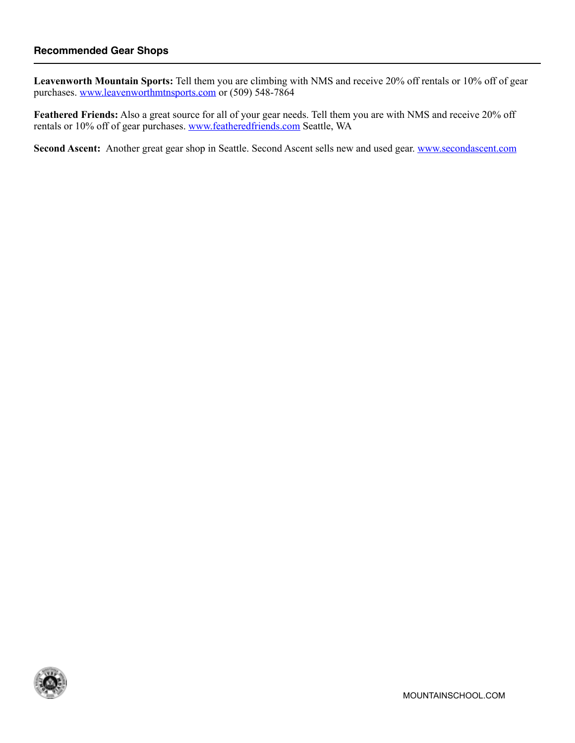## Recommended Gear Shops

**Leavenworth Mountain Sports:** Tell them you are climbing with NMS and receive 20% off rentals or 10% off of gear purchases. www.leavenworthmtnsports.com or (509) 548-7864

**Feathered Friends:** Also a great source for all of your gear needs. Tell them you are with NMS and receive 20% off rentals or 10% off of gear purchases. www.featheredfriends.com Seattle, WA

**Second Ascent:** Another great gear shop in Seattle. Second Ascent sells new and used gear. www.secondascent.com